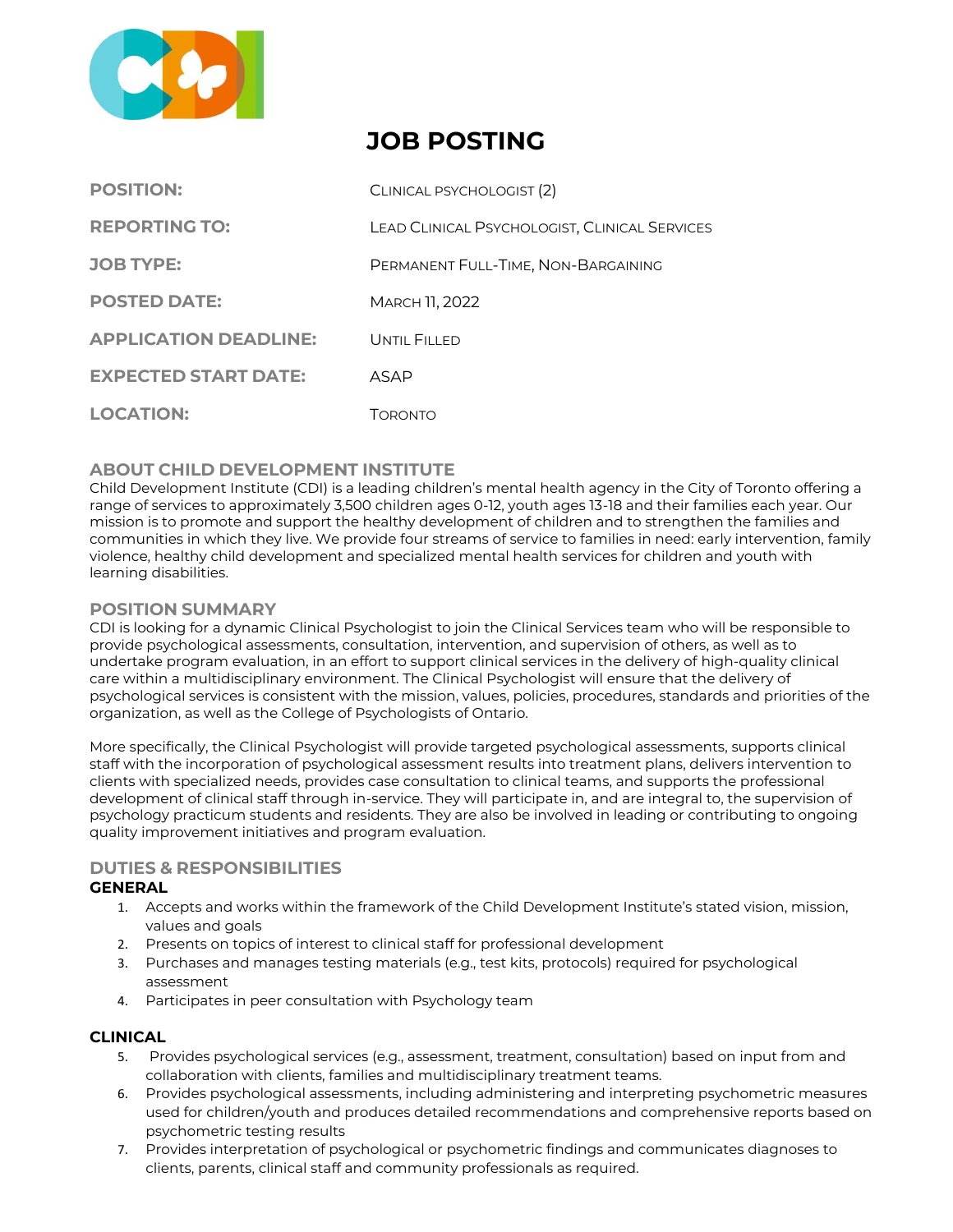# JOB POSTING

| | |
|---|---|
| **POSITION:** | Clinical Psychologist (2) |
| **REPORTING TO:** | Lead Clinical Psychologist, Clinical Services |
| **JOB TYPE:** | Permanent Full-Time, Non-Bargaining |
| **POSTED DATE:** | March 11, 2022 |
| **APPLICATION DEADLINE:** | Until Filled |
| **EXPECTED START DATE:** | ASAP |
| **LOCATION:** | Toronto |

## ABOUT CHILD DEVELOPMENT INSTITUTE

Child Development Institute (CDI) is a leading children's mental health agency in the City of Toronto offering a range of services to approximately 3,500 children ages 0-12, youth ages 13-18 and their families each year. Our mission is to promote and support the healthy development of children and to strengthen the families and communities in which they live. We provide four streams of service to families in need: early intervention, family violence, healthy child development and specialized mental health services for children and youth with learning disabilities.

## POSITION SUMMARY

CDI is looking for a dynamic Clinical Psychologist to join the Clinical Services team who will be responsible to provide psychological assessments, consultation, intervention, and supervision of others, as well as to undertake program evaluation, in an effort to support clinical services in the delivery of high-quality clinical care within a multidisciplinary environment. The Clinical Psychologist will ensure that the delivery of psychological services is consistent with the mission, values, policies, procedures, standards and priorities of the organization, as well as the College of Psychologists of Ontario.

More specifically, the Clinical Psychologist will provide targeted psychological assessments, supports clinical staff with the incorporation of psychological assessment results into treatment plans, delivers intervention to clients with specialized needs, provides case consultation to clinical teams, and supports the professional development of clinical staff through in-service. They will participate in, and are integral to, the supervision of psychology practicum students and residents. They are also be involved in leading or contributing to ongoing quality improvement initiatives and program evaluation.

## DUTIES & RESPONSIBILITIES

### GENERAL

1. Accepts and works within the framework of the Child Development Institute's stated vision, mission, values and goals
2. Presents on topics of interest to clinical staff for professional development
3. Purchases and manages testing materials (e.g., test kits, protocols) required for psychological assessment
4. Participates in peer consultation with Psychology team

### CLINICAL

5. Provides psychological services (e.g., assessment, treatment, consultation) based on input from and collaboration with clients, families and multidisciplinary treatment teams.
6. Provides psychological assessments, including administering and interpreting psychometric measures used for children/youth and produces detailed recommendations and comprehensive reports based on psychometric testing results
7. Provides interpretation of psychological or psychometric findings and communicates diagnoses to clients, parents, clinical staff and community professionals as required.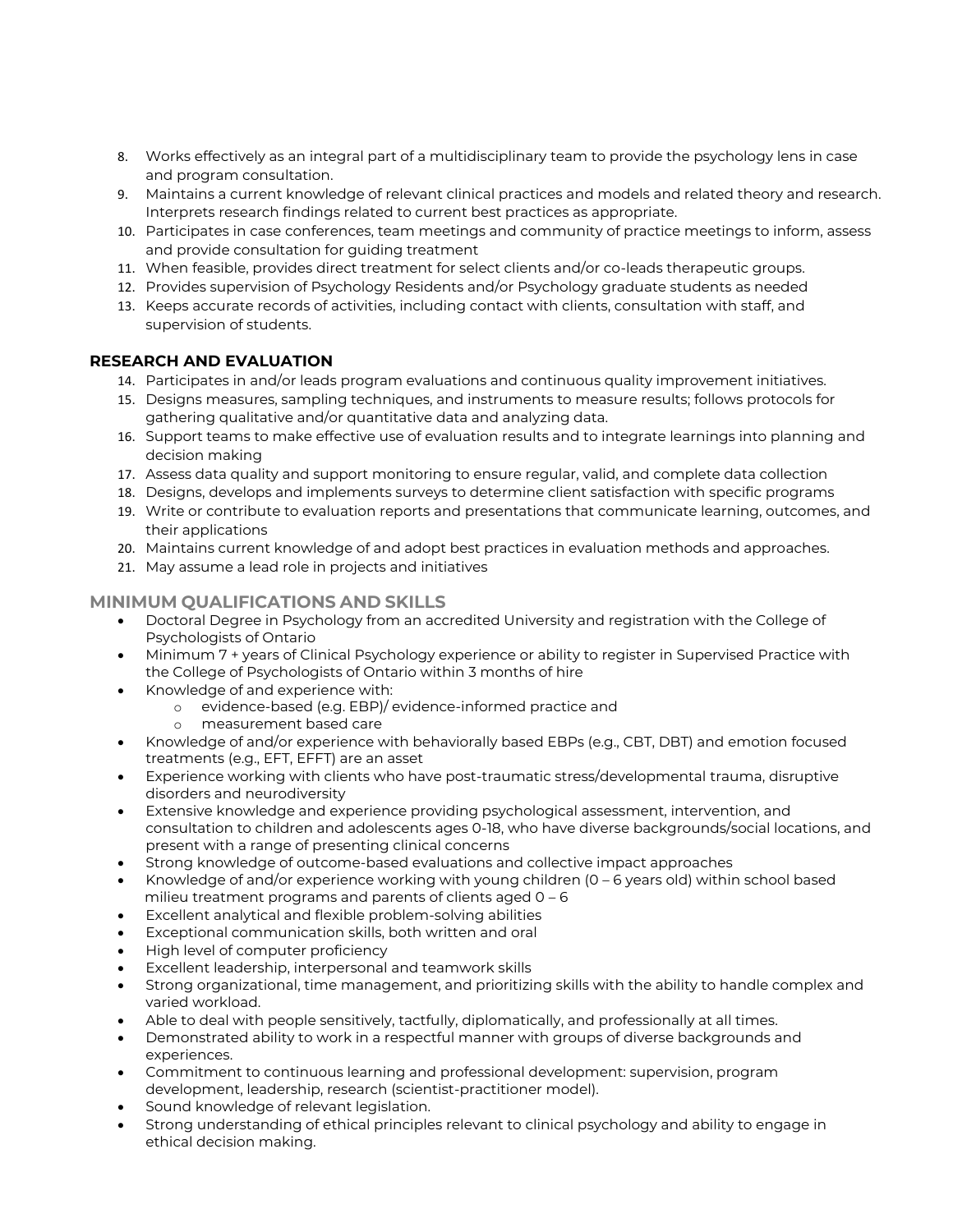8. Works effectively as an integral part of a multidisciplinary team to provide the psychology lens in case and program consultation.
9. Maintains a current knowledge of relevant clinical practices and models and related theory and research. Interprets research findings related to current best practices as appropriate.
10. Participates in case conferences, team meetings and community of practice meetings to inform, assess and provide consultation for guiding treatment
11. When feasible, provides direct treatment for select clients and/or co-leads therapeutic groups.
12. Provides supervision of Psychology Residents and/or Psychology graduate students as needed
13. Keeps accurate records of activities, including contact with clients, consultation with staff, and supervision of students.

**RESEARCH AND EVALUATION**

14. Participates in and/or leads program evaluations and continuous quality improvement initiatives.
15. Designs measures, sampling techniques, and instruments to measure results; follows protocols for gathering qualitative and/or quantitative data and analyzing data.
16. Support teams to make effective use of evaluation results and to integrate learnings into planning and decision making
17. Assess data quality and support monitoring to ensure regular, valid, and complete data collection
18. Designs, develops and implements surveys to determine client satisfaction with specific programs
19. Write or contribute to evaluation reports and presentations that communicate learning, outcomes, and their applications
20. Maintains current knowledge of and adopt best practices in evaluation methods and approaches.
21. May assume a lead role in projects and initiatives

## MINIMUM QUALIFICATIONS AND SKILLS

- Doctoral Degree in Psychology from an accredited University and registration with the College of Psychologists of Ontario
- Minimum 7 + years of Clinical Psychology experience or ability to register in Supervised Practice with the College of Psychologists of Ontario within 3 months of hire
- Knowledge of and experience with:
  - evidence-based (e.g. EBP)/ evidence-informed practice and
  - measurement based care
- Knowledge of and/or experience with behaviorally based EBPs (e.g., CBT, DBT) and emotion focused treatments (e.g., EFT, EFFT) are an asset
- Experience working with clients who have post-traumatic stress/developmental trauma, disruptive disorders and neurodiversity
- Extensive knowledge and experience providing psychological assessment, intervention, and consultation to children and adolescents ages 0-18, who have diverse backgrounds/social locations, and present with a range of presenting clinical concerns
- Strong knowledge of outcome-based evaluations and collective impact approaches
- Knowledge of and/or experience working with young children (0 – 6 years old) within school based milieu treatment programs and parents of clients aged 0 – 6
- Excellent analytical and flexible problem-solving abilities
- Exceptional communication skills, both written and oral
- High level of computer proficiency
- Excellent leadership, interpersonal and teamwork skills
- Strong organizational, time management, and prioritizing skills with the ability to handle complex and varied workload.
- Able to deal with people sensitively, tactfully, diplomatically, and professionally at all times.
- Demonstrated ability to work in a respectful manner with groups of diverse backgrounds and experiences.
- Commitment to continuous learning and professional development: supervision, program development, leadership, research (scientist-practitioner model).
- Sound knowledge of relevant legislation.
- Strong understanding of ethical principles relevant to clinical psychology and ability to engage in ethical decision making.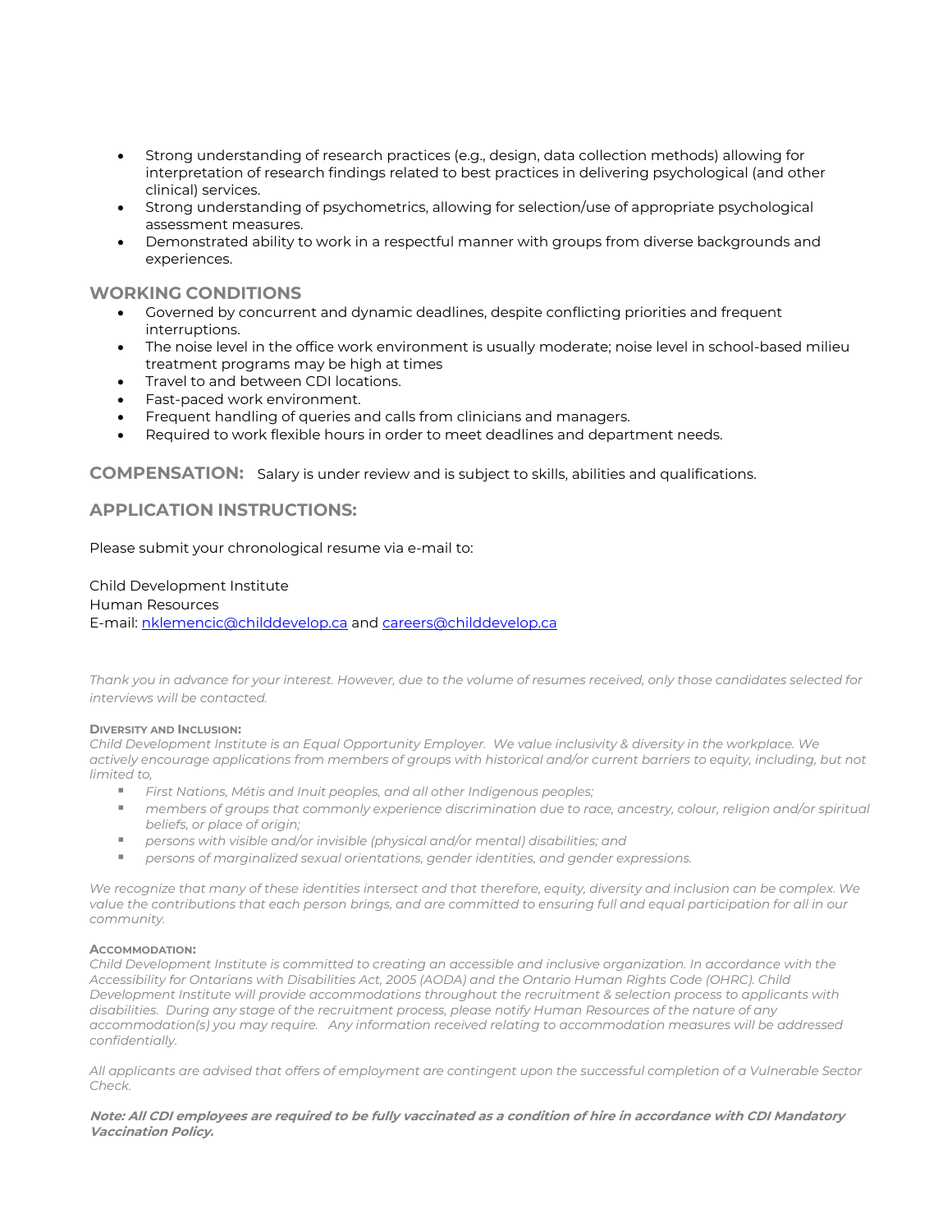- Strong understanding of research practices (e.g., design, data collection methods) allowing for interpretation of research findings related to best practices in delivering psychological (and other clinical) services.
- Strong understanding of psychometrics, allowing for selection/use of appropriate psychological assessment measures.
- Demonstrated ability to work in a respectful manner with groups from diverse backgrounds and experiences.

## WORKING CONDITIONS

- Governed by concurrent and dynamic deadlines, despite conflicting priorities and frequent interruptions.
- The noise level in the office work environment is usually moderate; noise level in school-based milieu treatment programs may be high at times
- Travel to and between CDI locations.
- Fast-paced work environment.
- Frequent handling of queries and calls from clinicians and managers.
- Required to work flexible hours in order to meet deadlines and department needs.

## COMPENSATION:

Salary is under review and is subject to skills, abilities and qualifications.

## APPLICATION INSTRUCTIONS:

Please submit your chronological resume via e-mail to:

Child Development Institute
Human Resources
E-mail: nklemencic@childdevelop.ca and careers@childdevelop.ca

*Thank you in advance for your interest. However, due to the volume of resumes received, only those candidates selected for interviews will be contacted.*

**DIVERSITY AND INCLUSION:**

*Child Development Institute is an Equal Opportunity Employer. We value inclusivity & diversity in the workplace. We actively encourage applications from members of groups with historical and/or current barriers to equity, including, but not limited to,*

- *First Nations, Métis and Inuit peoples, and all other Indigenous peoples;*
- *members of groups that commonly experience discrimination due to race, ancestry, colour, religion and/or spiritual beliefs, or place of origin;*
- *persons with visible and/or invisible (physical and/or mental) disabilities; and*
- *persons of marginalized sexual orientations, gender identities, and gender expressions.*

*We recognize that many of these identities intersect and that therefore, equity, diversity and inclusion can be complex. We value the contributions that each person brings, and are committed to ensuring full and equal participation for all in our community.*

**ACCOMMODATION:**

*Child Development Institute is committed to creating an accessible and inclusive organization. In accordance with the Accessibility for Ontarians with Disabilities Act, 2005 (AODA) and the Ontario Human Rights Code (OHRC). Child Development Institute will provide accommodations throughout the recruitment & selection process to applicants with disabilities. During any stage of the recruitment process, please notify Human Resources of the nature of any accommodation(s) you may require. Any information received relating to accommodation measures will be addressed confidentially.*

*All applicants are advised that offers of employment are contingent upon the successful completion of a Vulnerable Sector Check.*

***Note: All CDI employees are required to be fully vaccinated as a condition of hire in accordance with CDI Mandatory Vaccination Policy.***